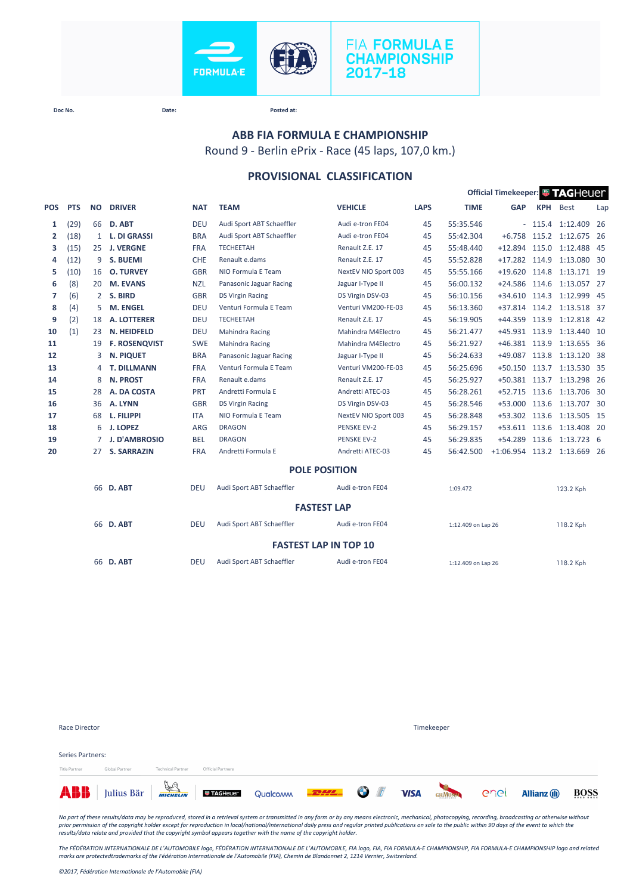FIA FORMULA E CHAMPIONSHIP 2017-18

Doc No. Date: Posted at:

## ABB FIA FORMULA E CHAMPIONSHIP

Round 9 - Berlin ePrix - Race (45 laps, 107,0 km.)

## PROVISIONAL CLASSIFICATION

Official Timekeeper: TAGHeuer

| POS | PTS | NO | DRIVER | NAT | TEAM | VEHICLE | LAPS | TIME | GAP | KPH | Best | Lap |
|---|---|---|---|---|---|---|---|---|---|---|---|---|
| 1 | (29) | 66 | D. ABT | DEU | Audi Sport ABT Schaeffler | Audi e-tron FE04 | 45 | 55:35.546 | - | 115.4 | 1:12.409 | 26 |
| 2 | (18) | 1 | L. DI GRASSI | BRA | Audi Sport ABT Schaeffler | Audi e-tron FE04 | 45 | 55:42.304 | +6.758 | 115.2 | 1:12.675 | 26 |
| 3 | (15) | 25 | J. VERGNE | FRA | TECHEETAH | Renault Z.E. 17 | 45 | 55:48.440 | +12.894 | 115.0 | 1:12.488 | 45 |
| 4 | (12) | 9 | S. BUEMI | CHE | Renault e.dams | Renault Z.E. 17 | 45 | 55:52.828 | +17.282 | 114.9 | 1:13.080 | 30 |
| 5 | (10) | 16 | O. TURVEY | GBR | NIO Formula E Team | NextEV NIO Sport 003 | 45 | 55:55.166 | +19.620 | 114.8 | 1:13.171 | 19 |
| 6 | (8) | 20 | M. EVANS | NZL | Panasonic Jaguar Racing | Jaguar I-Type II | 45 | 56:00.132 | +24.586 | 114.6 | 1:13.057 | 27 |
| 7 | (6) | 2 | S. BIRD | GBR | DS Virgin Racing | DS Virgin DSV-03 | 45 | 56:10.156 | +34.610 | 114.3 | 1:12.999 | 45 |
| 8 | (4) | 5 | M. ENGEL | DEU | Venturi Formula E Team | Venturi VM200-FE-03 | 45 | 56:13.360 | +37.814 | 114.2 | 1:13.518 | 37 |
| 9 | (2) | 18 | A. LOTTERER | DEU | TECHEETAH | Renault Z.E. 17 | 45 | 56:19.905 | +44.359 | 113.9 | 1:12.818 | 42 |
| 10 | (1) | 23 | N. HEIDFELD | DEU | Mahindra Racing | Mahindra M4Electro | 45 | 56:21.477 | +45.931 | 113.9 | 1:13.440 | 10 |
| 11 | | 19 | F. ROSENQVIST | SWE | Mahindra Racing | Mahindra M4Electro | 45 | 56:21.927 | +46.381 | 113.9 | 1:13.655 | 36 |
| 12 | | 3 | N. PIQUET | BRA | Panasonic Jaguar Racing | Jaguar I-Type II | 45 | 56:24.633 | +49.087 | 113.8 | 1:13.120 | 38 |
| 13 | | 4 | T. DILLMANN | FRA | Venturi Formula E Team | Venturi VM200-FE-03 | 45 | 56:25.696 | +50.150 | 113.7 | 1:13.530 | 35 |
| 14 | | 8 | N. PROST | FRA | Renault e.dams | Renault Z.E. 17 | 45 | 56:25.927 | +50.381 | 113.7 | 1:13.298 | 26 |
| 15 | | 28 | A. DA COSTA | PRT | Andretti Formula E | Andretti ATEC-03 | 45 | 56:28.261 | +52.715 | 113.6 | 1:13.706 | 30 |
| 16 | | 36 | A. LYNN | GBR | DS Virgin Racing | DS Virgin DSV-03 | 45 | 56:28.546 | +53.000 | 113.6 | 1:13.707 | 30 |
| 17 | | 68 | L. FILIPPI | ITA | NIO Formula E Team | NextEV NIO Sport 003 | 45 | 56:28.848 | +53.302 | 113.6 | 1:13.505 | 15 |
| 18 | | 6 | J. LOPEZ | ARG | DRAGON | PENSKE EV-2 | 45 | 56:29.157 | +53.611 | 113.6 | 1:13.408 | 20 |
| 19 | | 7 | J. D'AMBROSIO | BEL | DRAGON | PENSKE EV-2 | 45 | 56:29.835 | +54.289 | 113.6 | 1:13.723 | 6 |
| 20 | | 27 | S. SARRAZIN | FRA | Andretti Formula E | Andretti ATEC-03 | 45 | 56:42.500 | +1:06.954 | 113.2 | 1:13.669 | 26 |

### POLE POSITION

| NO | DRIVER | NAT | TEAM | VEHICLE | TIME | KPH |
|---|---|---|---|---|---|---|
| 66 | D. ABT | DEU | Audi Sport ABT Schaeffler | Audi e-tron FE04 | 1:09.472 | 123.2 Kph |

### FASTEST LAP

| NO | DRIVER | NAT | TEAM | VEHICLE | TIME | KPH |
|---|---|---|---|---|---|---|
| 66 | D. ABT | DEU | Audi Sport ABT Schaeffler | Audi e-tron FE04 | 1:12.409 on Lap 26 | 118.2 Kph |

### FASTEST LAP IN TOP 10

| NO | DRIVER | NAT | TEAM | VEHICLE | TIME | KPH |
|---|---|---|---|---|---|---|
| 66 | D. ABT | DEU | Audi Sport ABT Schaeffler | Audi e-tron FE04 | 1:12.409 on Lap 26 | 118.2 Kph |

Race Director

Timekeeper

Series Partners:

Title Partner · Global Partner · Technical Partner · Official Partners

*No part of these results/data may be reproduced, stored in a retrieval system or transmitted in any form or by any means electronic, mechanical, photocopying, recording, broadcasting or otherwise without prior permission of the copyright holder except for reproduction in local/national/international daily press and regular printed publications on sale to the public within 90 days of the event to which the results/data relate and provided that the copyright symbol appears together with the name of the copyright holder.*

*The FÉDÉRATION INTERNATIONALE DE L'AUTOMOBILE logo, FÉDÉRATION INTERNATIONALE DE L'AUTOMOBILE, FIA logo, FIA, FIA FORMULA-E CHAMPIONSHIP, FIA FORMULA-E CHAMPIONSHIP logo and related marks are protectedtrademarks of the Fédération Internationale de l'Automobile (FIA), Chemin de Blandonnet 2, 1214 Vernier, Switzerland.*

*©2017, Fédération Internationale de l'Automobile (FIA)*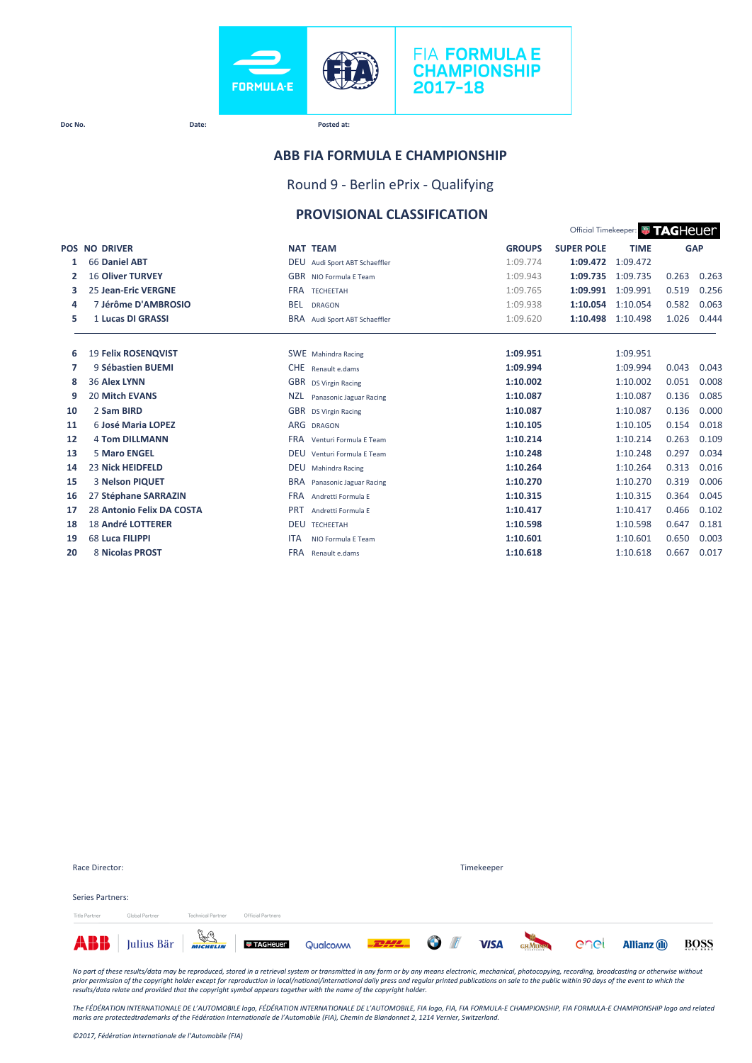FIA FORMULA E CHAMPIONSHIP 2017-18

Doc No. Date: Posted at:

## ABB FIA FORMULA E CHAMPIONSHIP

Round 9 - Berlin ePrix - Qualifying

### PROVISIONAL CLASSIFICATION

Official Timekeeper: TAGHeuer

| POS | NO | DRIVER | NAT | TEAM | GROUPS | SUPER POLE | TIME | GAP | |
|---|---|---|---|---|---|---|---|---|---|
| 1 | 66 | **Daniel ABT** | DEU | Audi Sport ABT Schaeffler | 1:09.774 | **1:09.472** | 1:09.472 | | |
| 2 | 16 | **Oliver TURVEY** | GBR | NIO Formula E Team | 1:09.943 | **1:09.735** | 1:09.735 | 0.263 | 0.263 |
| 3 | 25 | **Jean-Eric VERGNE** | FRA | TECHEETAH | 1:09.765 | **1:09.991** | 1:09.991 | 0.519 | 0.256 |
| 4 | 7 | **Jérôme D'AMBROSIO** | BEL | DRAGON | 1:09.938 | **1:10.054** | 1:10.054 | 0.582 | 0.063 |
| 5 | 1 | **Lucas DI GRASSI** | BRA | Audi Sport ABT Schaeffler | 1:09.620 | **1:10.498** | 1:10.498 | 1.026 | 0.444 |
| 6 | 19 | **Felix ROSENQVIST** | SWE | Mahindra Racing | **1:09.951** | | 1:09.951 | | |
| 7 | 9 | **Sébastien BUEMI** | CHE | Renault e.dams | **1:09.994** | | 1:09.994 | 0.043 | 0.043 |
| 8 | 36 | **Alex LYNN** | GBR | DS Virgin Racing | **1:10.002** | | 1:10.002 | 0.051 | 0.008 |
| 9 | 20 | **Mitch EVANS** | NZL | Panasonic Jaguar Racing | **1:10.087** | | 1:10.087 | 0.136 | 0.085 |
| 10 | 2 | **Sam BIRD** | GBR | DS Virgin Racing | **1:10.087** | | 1:10.087 | 0.136 | 0.000 |
| 11 | 6 | **José Maria LOPEZ** | ARG | DRAGON | **1:10.105** | | 1:10.105 | 0.154 | 0.018 |
| 12 | 4 | **Tom DILLMANN** | FRA | Venturi Formula E Team | **1:10.214** | | 1:10.214 | 0.263 | 0.109 |
| 13 | 5 | **Maro ENGEL** | DEU | Venturi Formula E Team | **1:10.248** | | 1:10.248 | 0.297 | 0.034 |
| 14 | 23 | **Nick HEIDFELD** | DEU | Mahindra Racing | **1:10.264** | | 1:10.264 | 0.313 | 0.016 |
| 15 | 3 | **Nelson PIQUET** | BRA | Panasonic Jaguar Racing | **1:10.270** | | 1:10.270 | 0.319 | 0.006 |
| 16 | 27 | **Stéphane SARRAZIN** | FRA | Andretti Formula E | **1:10.315** | | 1:10.315 | 0.364 | 0.045 |
| 17 | 28 | **Antonio Felix DA COSTA** | PRT | Andretti Formula E | **1:10.417** | | 1:10.417 | 0.466 | 0.102 |
| 18 | 18 | **André LOTTERER** | DEU | TECHEETAH | **1:10.598** | | 1:10.598 | 0.647 | 0.181 |
| 19 | 68 | **Luca FILIPPI** | ITA | NIO Formula E Team | **1:10.601** | | 1:10.601 | 0.650 | 0.003 |
| 20 | 8 | **Nicolas PROST** | FRA | Renault e.dams | **1:10.618** | | 1:10.618 | 0.667 | 0.017 |

Race Director: Timekeeper

Series Partners:

Title Partner Global Partner Technical Partner Official Partners

*No part of these results/data may be reproduced, stored in a retrieval system or transmitted in any form or by any means electronic, mechanical, photocopying, recording, broadcasting or otherwise without prior permission of the copyright holder except for reproduction in local/national/international daily press and regular printed publications on sale to the public within 90 days of the event to which the results/data relate and provided that the copyright symbol appears together with the name of the copyright holder.*

*The FÉDÉRATION INTERNATIONALE DE L'AUTOMOBILE logo, FÉDÉRATION INTERNATIONALE DE L'AUTOMOBILE, FIA logo, FIA, FIA FORMULA-E CHAMPIONSHIP, FIA FORMULA-E CHAMPIONSHIP logo and related marks are protectedtrademarks of the Fédération Internationale de l'Automobile (FIA), Chemin de Blandonnet 2, 1214 Vernier, Switzerland.*

*©2017, Fédération Internationale de l'Automobile (FIA)*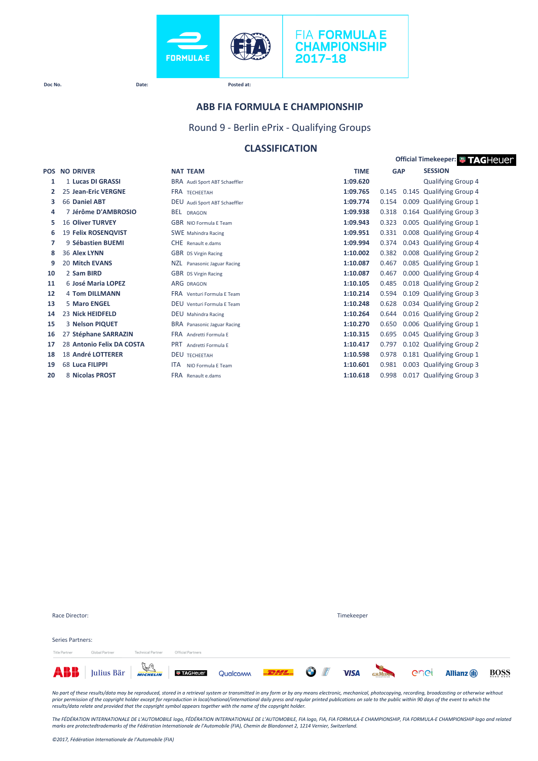FIA FORMULA E CHAMPIONSHIP 2017–18

Doc No. Date: Posted at:

## ABB FIA FORMULA E CHAMPIONSHIP

### Round 9 - Berlin ePrix - Qualifying Groups

### CLASSIFICATION

Official Timekeeper: TAGHeuer

| POS | NO | DRIVER | NAT | TEAM | TIME | GAP | | SESSION |
|---|---|---|---|---|---|---|---|---|
| 1 | 1 | **Lucas DI GRASSI** | BRA | Audi Sport ABT Schaeffler | **1:09.620** | | | Qualifying Group 4 |
| 2 | 25 | **Jean-Eric VERGNE** | FRA | TECHEETAH | **1:09.765** | 0.145 | 0.145 | Qualifying Group 4 |
| 3 | 66 | **Daniel ABT** | DEU | Audi Sport ABT Schaeffler | **1:09.774** | 0.154 | 0.009 | Qualifying Group 1 |
| 4 | 7 | **Jérôme D'AMBROSIO** | BEL | DRAGON | **1:09.938** | 0.318 | 0.164 | Qualifying Group 3 |
| 5 | 16 | **Oliver TURVEY** | GBR | NIO Formula E Team | **1:09.943** | 0.323 | 0.005 | Qualifying Group 1 |
| 6 | 19 | **Felix ROSENQVIST** | SWE | Mahindra Racing | **1:09.951** | 0.331 | 0.008 | Qualifying Group 4 |
| 7 | 9 | **Sébastien BUEMI** | CHE | Renault e.dams | **1:09.994** | 0.374 | 0.043 | Qualifying Group 4 |
| 8 | 36 | **Alex LYNN** | GBR | DS Virgin Racing | **1:10.002** | 0.382 | 0.008 | Qualifying Group 2 |
| 9 | 20 | **Mitch EVANS** | NZL | Panasonic Jaguar Racing | **1:10.087** | 0.467 | 0.085 | Qualifying Group 1 |
| 10 | 2 | **Sam BIRD** | GBR | DS Virgin Racing | **1:10.087** | 0.467 | 0.000 | Qualifying Group 4 |
| 11 | 6 | **José Maria LOPEZ** | ARG | DRAGON | **1:10.105** | 0.485 | 0.018 | Qualifying Group 2 |
| 12 | 4 | **Tom DILLMANN** | FRA | Venturi Formula E Team | **1:10.214** | 0.594 | 0.109 | Qualifying Group 3 |
| 13 | 5 | **Maro ENGEL** | DEU | Venturi Formula E Team | **1:10.248** | 0.628 | 0.034 | Qualifying Group 2 |
| 14 | 23 | **Nick HEIDFELD** | DEU | Mahindra Racing | **1:10.264** | 0.644 | 0.016 | Qualifying Group 2 |
| 15 | 3 | **Nelson PIQUET** | BRA | Panasonic Jaguar Racing | **1:10.270** | 0.650 | 0.006 | Qualifying Group 1 |
| 16 | 27 | **Stéphane SARRAZIN** | FRA | Andretti Formula E | **1:10.315** | 0.695 | 0.045 | Qualifying Group 3 |
| 17 | 28 | **Antonio Felix DA COSTA** | PRT | Andretti Formula E | **1:10.417** | 0.797 | 0.102 | Qualifying Group 2 |
| 18 | 18 | **André LOTTERER** | DEU | TECHEETAH | **1:10.598** | 0.978 | 0.181 | Qualifying Group 1 |
| 19 | 68 | **Luca FILIPPI** | ITA | NIO Formula E Team | **1:10.601** | 0.981 | 0.003 | Qualifying Group 3 |
| 20 | 8 | **Nicolas PROST** | FRA | Renault e.dams | **1:10.618** | 0.998 | 0.017 | Qualifying Group 3 |

Race Director: Timekeeper

Series Partners:

Title Partner · Global Partner · Technical Partner · Official Partners

ABB · Julius Bär · MICHELIN · TAGHeuer · Qualcomm · DHL · BMW · VISA · G.H.MUMM · enel · Allianz · BOSS

*No part of these results/data may be reproduced, stored in a retrieval system or transmitted in any form or by any means electronic, mechanical, photocopying, recording, broadcasting or otherwise without prior permission of the copyright holder except for reproduction in local/national/international daily press and regular printed publications on sale to the public within 90 days of the event to which the results/data relate and provided that the copyright symbol appears together with the name of the copyright holder.*

*The FÉDÉRATION INTERNATIONALE DE L'AUTOMOBILE logo, FÉDÉRATION INTERNATIONALE DE L'AUTOMOBILE, FIA logo, FIA, FIA FORMULA-E CHAMPIONSHIP, FIA FORMULA-E CHAMPIONSHIP logo and related marks are protectedtrademarks of the Fédération Internationale de l'Automobile (FIA), Chemin de Blandonnet 2, 1214 Vernier, Switzerland.*

*©2017, Fédération Internationale de l'Automobile (FIA)*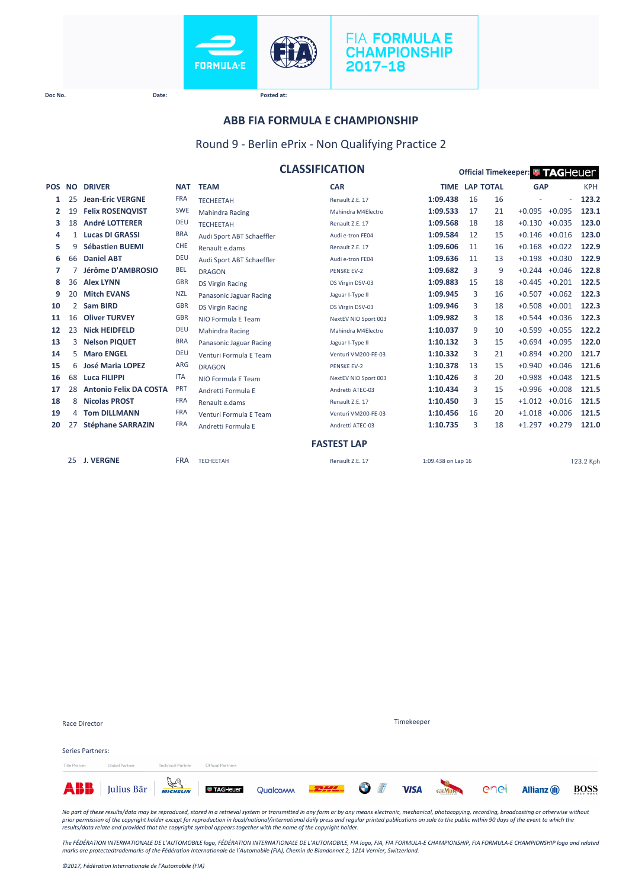FIA FORMULA E CHAMPIONSHIP 2017-18

Doc No. | Date: | Posted at:

# ABB FIA FORMULA E CHAMPIONSHIP

## Round 9 - Berlin ePrix - Non Qualifying Practice 2

### CLASSIFICATION

Official Timekeeper: TAGHeuer

| POS | NO | DRIVER | NAT | TEAM | CAR | TIME | LAP | TOTAL | GAP | | KPH |
|---|---|---|---|---|---|---|---|---|---|---|---|
| 1 | 25 | Jean-Eric VERGNE | FRA | TECHEETAH | Renault Z.E. 17 | 1:09.438 | 16 | 16 | - | - | 123.2 |
| 2 | 19 | Felix ROSENQVIST | SWE | Mahindra Racing | Mahindra M4Electro | 1:09.533 | 17 | 21 | +0.095 | +0.095 | 123.1 |
| 3 | 18 | André LOTTERER | DEU | TECHEETAH | Renault Z.E. 17 | 1:09.568 | 18 | 18 | +0.130 | +0.035 | 123.0 |
| 4 | 1 | Lucas DI GRASSI | BRA | Audi Sport ABT Schaeffler | Audi e-tron FE04 | 1:09.584 | 12 | 15 | +0.146 | +0.016 | 123.0 |
| 5 | 9 | Sébastien BUEMI | CHE | Renault e.dams | Renault Z.E. 17 | 1:09.606 | 11 | 16 | +0.168 | +0.022 | 122.9 |
| 6 | 66 | Daniel ABT | DEU | Audi Sport ABT Schaeffler | Audi e-tron FE04 | 1:09.636 | 11 | 13 | +0.198 | +0.030 | 122.9 |
| 7 | 7 | Jérôme D'AMBROSIO | BEL | DRAGON | PENSKE EV-2 | 1:09.682 | 3 | 9 | +0.244 | +0.046 | 122.8 |
| 8 | 36 | Alex LYNN | GBR | DS Virgin Racing | DS Virgin DSV-03 | 1:09.883 | 15 | 18 | +0.445 | +0.201 | 122.5 |
| 9 | 20 | Mitch EVANS | NZL | Panasonic Jaguar Racing | Jaguar I-Type II | 1:09.945 | 3 | 16 | +0.507 | +0.062 | 122.3 |
| 10 | 2 | Sam BIRD | GBR | DS Virgin Racing | DS Virgin DSV-03 | 1:09.946 | 3 | 18 | +0.508 | +0.001 | 122.3 |
| 11 | 16 | Oliver TURVEY | GBR | NIO Formula E Team | NextEV NIO Sport 003 | 1:09.982 | 3 | 18 | +0.544 | +0.036 | 122.3 |
| 12 | 23 | Nick HEIDFELD | DEU | Mahindra Racing | Mahindra M4Electro | 1:10.037 | 9 | 10 | +0.599 | +0.055 | 122.2 |
| 13 | 3 | Nelson PIQUET | BRA | Panasonic Jaguar Racing | Jaguar I-Type II | 1:10.132 | 3 | 15 | +0.694 | +0.095 | 122.0 |
| 14 | 5 | Maro ENGEL | DEU | Venturi Formula E Team | Venturi VM200-FE-03 | 1:10.332 | 3 | 21 | +0.894 | +0.200 | 121.7 |
| 15 | 6 | José Maria LOPEZ | ARG | DRAGON | PENSKE EV-2 | 1:10.378 | 13 | 15 | +0.940 | +0.046 | 121.6 |
| 16 | 68 | Luca FILIPPI | ITA | NIO Formula E Team | NextEV NIO Sport 003 | 1:10.426 | 3 | 20 | +0.988 | +0.048 | 121.5 |
| 17 | 28 | Antonio Felix DA COSTA | PRT | Andretti Formula E | Andretti ATEC-03 | 1:10.434 | 3 | 15 | +0.996 | +0.008 | 121.5 |
| 18 | 8 | Nicolas PROST | FRA | Renault e.dams | Renault Z.E. 17 | 1:10.450 | 3 | 15 | +1.012 | +0.016 | 121.5 |
| 19 | 4 | Tom DILLMANN | FRA | Venturi Formula E Team | Venturi VM200-FE-03 | 1:10.456 | 16 | 20 | +1.018 | +0.006 | 121.5 |
| 20 | 27 | Stéphane SARRAZIN | FRA | Andretti Formula E | Andretti ATEC-03 | 1:10.735 | 3 | 18 | +1.297 | +0.279 | 121.0 |

### FASTEST LAP

| NO | DRIVER | NAT | TEAM | CAR | TIME | KPH |
|---|---|---|---|---|---|---|
| 25 | J. VERGNE | FRA | TECHEETAH | Renault Z.E. 17 | 1:09.438 on Lap 16 | 123.2 Kph |

Race Director

Timekeeper

Series Partners:

Title Partner: ABB | Global Partner: Julius Bär | Technical Partner: Michelin | Official Partners: TAGHeuer, Qualcomm, DHL, BMW i, VISA, G.H.Mumm, enel, Allianz, BOSS

*No part of these results/data may be reproduced, stored in a retrieval system or transmitted in any form or by any means electronic, mechanical, photocopying, recording, broadcasting or otherwise without prior permission of the copyright holder except for reproduction in local/national/international daily press and regular printed publications on sale to the public within 90 days of the event to which the results/data relate and provided that the copyright symbol appears together with the name of the copyright holder.*

*The FÉDÉRATION INTERNATIONALE DE L'AUTOMOBILE logo, FÉDÉRATION INTERNATIONALE DE L'AUTOMOBILE, FIA logo, FIA, FIA FORMULA-E CHAMPIONSHIP, FIA FORMULA-E CHAMPIONSHIP logo and related marks are protectedtrademarks of the Fédération Internationale de l'Automobile (FIA), Chemin de Blandonnet 2, 1214 Vernier, Switzerland.*

*©2017, Fédération Internationale de l'Automobile (FIA)*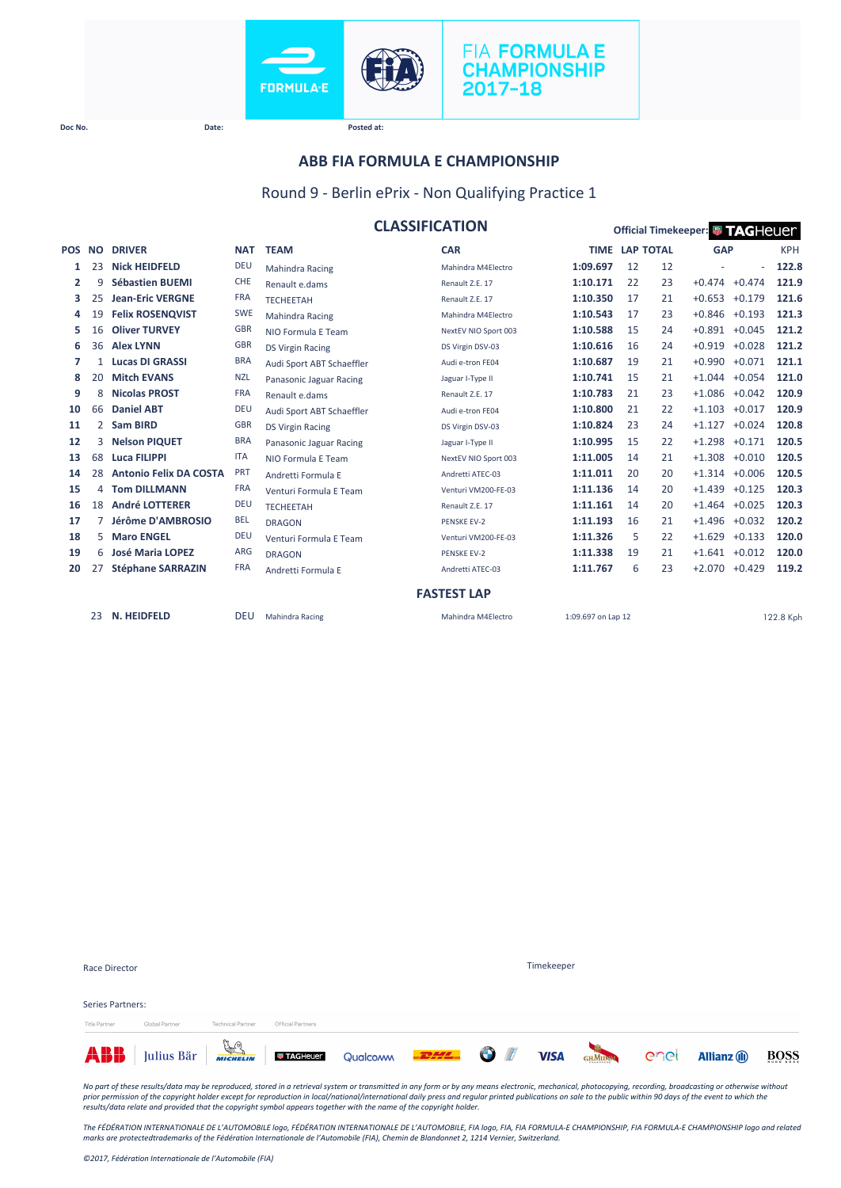FIA FORMULA E CHAMPIONSHIP 2017-18

Doc No. Date: Posted at:

## ABB FIA FORMULA E CHAMPIONSHIP

### Round 9 - Berlin ePrix - Non Qualifying Practice 1

### CLASSIFICATION

Official Timekeeper: TAGHeuer

| POS | NO | DRIVER | NAT | TEAM | CAR | TIME | LAP | TOTAL | GAP | | KPH |
|---|---|---|---|---|---|---|---|---|---|---|---|
| 1 | 23 | **Nick HEIDFELD** | DEU | Mahindra Racing | Mahindra M4Electro | **1:09.697** | 12 | 12 | - | - | **122.8** |
| 2 | 9 | **Sébastien BUEMI** | CHE | Renault e.dams | Renault Z.E. 17 | **1:10.171** | 22 | 23 | +0.474 | +0.474 | **121.9** |
| 3 | 25 | **Jean-Eric VERGNE** | FRA | TECHEETAH | Renault Z.E. 17 | **1:10.350** | 17 | 21 | +0.653 | +0.179 | **121.6** |
| 4 | 19 | **Felix ROSENQVIST** | SWE | Mahindra Racing | Mahindra M4Electro | **1:10.543** | 17 | 23 | +0.846 | +0.193 | **121.3** |
| 5 | 16 | **Oliver TURVEY** | GBR | NIO Formula E Team | NextEV NIO Sport 003 | **1:10.588** | 15 | 24 | +0.891 | +0.045 | **121.2** |
| 6 | 36 | **Alex LYNN** | GBR | DS Virgin Racing | DS Virgin DSV-03 | **1:10.616** | 16 | 24 | +0.919 | +0.028 | **121.2** |
| 7 | 1 | **Lucas DI GRASSI** | BRA | Audi Sport ABT Schaeffler | Audi e-tron FE04 | **1:10.687** | 19 | 21 | +0.990 | +0.071 | **121.1** |
| 8 | 20 | **Mitch EVANS** | NZL | Panasonic Jaguar Racing | Jaguar I-Type II | **1:10.741** | 15 | 21 | +1.044 | +0.054 | **121.0** |
| 9 | 8 | **Nicolas PROST** | FRA | Renault e.dams | Renault Z.E. 17 | **1:10.783** | 21 | 23 | +1.086 | +0.042 | **120.9** |
| 10 | 66 | **Daniel ABT** | DEU | Audi Sport ABT Schaeffler | Audi e-tron FE04 | **1:10.800** | 21 | 22 | +1.103 | +0.017 | **120.9** |
| 11 | 2 | **Sam BIRD** | GBR | DS Virgin Racing | DS Virgin DSV-03 | **1:10.824** | 23 | 24 | +1.127 | +0.024 | **120.8** |
| 12 | 3 | **Nelson PIQUET** | BRA | Panasonic Jaguar Racing | Jaguar I-Type II | **1:10.995** | 15 | 22 | +1.298 | +0.171 | **120.5** |
| 13 | 68 | **Luca FILIPPI** | ITA | NIO Formula E Team | NextEV NIO Sport 003 | **1:11.005** | 14 | 21 | +1.308 | +0.010 | **120.5** |
| 14 | 28 | **Antonio Felix DA COSTA** | PRT | Andretti Formula E | Andretti ATEC-03 | **1:11.011** | 20 | 20 | +1.314 | +0.006 | **120.5** |
| 15 | 4 | **Tom DILLMANN** | FRA | Venturi Formula E Team | Venturi VM200-FE-03 | **1:11.136** | 14 | 20 | +1.439 | +0.125 | **120.3** |
| 16 | 18 | **André LOTTERER** | DEU | TECHEETAH | Renault Z.E. 17 | **1:11.161** | 14 | 20 | +1.464 | +0.025 | **120.3** |
| 17 | 7 | **Jérôme D'AMBROSIO** | BEL | DRAGON | PENSKE EV-2 | **1:11.193** | 16 | 21 | +1.496 | +0.032 | **120.2** |
| 18 | 5 | **Maro ENGEL** | DEU | Venturi Formula E Team | Venturi VM200-FE-03 | **1:11.326** | 5 | 22 | +1.629 | +0.133 | **120.0** |
| 19 | 6 | **José Maria LOPEZ** | ARG | DRAGON | PENSKE EV-2 | **1:11.338** | 19 | 21 | +1.641 | +0.012 | **120.0** |
| 20 | 27 | **Stéphane SARRAZIN** | FRA | Andretti Formula E | Andretti ATEC-03 | **1:11.767** | 6 | 23 | +2.070 | +0.429 | **119.2** |

### FASTEST LAP

| | | | | | | |
|---|---|---|---|---|---|---|
| 23 | **N. HEIDFELD** | DEU | Mahindra Racing | Mahindra M4Electro | 1:09.697 on Lap 12 | 122.8 Kph |

Race Director

Timekeeper

Series Partners:

Title Partner: ABB | Global Partner: Julius Bär | Technical Partner: Michelin | Official Partners: TAGHeuer, Qualcomm, DHL, BMW i, VISA, G.H.MUMM, enel, Allianz, BOSS

*No part of these results/data may be reproduced, stored in a retrieval system or transmitted in any form or by any means electronic, mechanical, photocopying, recording, broadcasting or otherwise without prior permission of the copyright holder except for reproduction in local/national/international daily press and regular printed publications on sale to the public within 90 days of the event to which the results/data relate and provided that the copyright symbol appears together with the name of the copyright holder.*

*The FÉDÉRATION INTERNATIONALE DE L'AUTOMOBILE logo, FÉDÉRATION INTERNATIONALE DE L'AUTOMOBILE, FIA logo, FIA, FIA FORMULA-E CHAMPIONSHIP, FIA FORMULA-E CHAMPIONSHIP logo and related marks are protectedtrademarks of the Fédération Internationale de l'Automobile (FIA), Chemin de Blandonnet 2, 1214 Vernier, Switzerland.*

*©2017, Fédération Internationale de l'Automobile (FIA)*